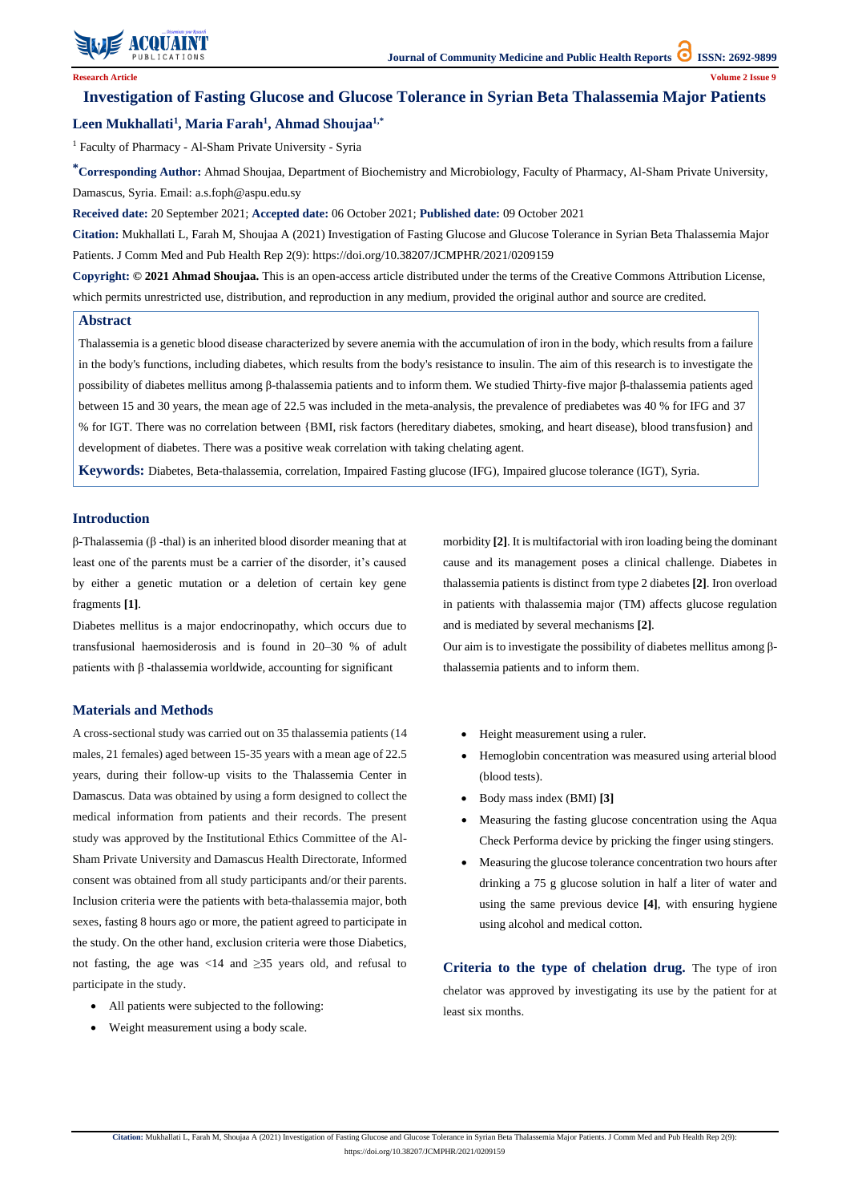Research Article

# Investigation of Fasting Glucose and Glucose Tolerance in Syrian Beta Thalassemia Major Patients

**Leen Mukhallati[1], Maria Farah[1], Ahmad Shoujaa[1,*]**

[1] Faculty of Pharmacy - Al-Sham Private University - Syria

**[*]Corresponding Author:** Ahmad Shoujaa, Department of Biochemistry and Microbiology, Faculty of Pharmacy, Al-Sham Private University, Damascus, Syria. Email: a.s.foph@aspu.edu.sy

**Received date:** 20 September 2021; **Accepted date:** 06 October 2021; **Published date:** 09 October 2021

**Citation:** Mukhallati L, Farah M, Shoujaa A (2021) Investigation of Fasting Glucose and Glucose Tolerance in Syrian Beta Thalassemia Major Patients. J Comm Med and Pub Health Rep 2(9): https://doi.org/10.38207/JCMPHR/2021/0209159

**Copyright: © 2021 Ahmad Shoujaa.** This is an open-access article distributed under the terms of the Creative Commons Attribution License, which permits unrestricted use, distribution, and reproduction in any medium, provided the original author and source are credited.

## Abstract

Thalassemia is a genetic blood disease characterized by severe anemia with the accumulation of iron in the body, which results from a failure in the body's functions, including diabetes, which results from the body's resistance to insulin. The aim of this research is to investigate the possibility of diabetes mellitus among β-thalassemia patients and to inform them. We studied Thirty-five major β-thalassemia patients aged between 15 and 30 years, the mean age of 22.5 was included in the meta-analysis, the prevalence of prediabetes was 40 % for IFG and 37 % for IGT. There was no correlation between {BMI, risk factors (hereditary diabetes, smoking, and heart disease), blood transfusion} and development of diabetes. There was a positive weak correlation with taking chelating agent.

**Keywords:** Diabetes, Beta-thalassemia, correlation, Impaired Fasting glucose (IFG), Impaired glucose tolerance (IGT), Syria.

## Introduction

β-Thalassemia (β -thal) is an inherited blood disorder meaning that at least one of the parents must be a carrier of the disorder, it's caused by either a genetic mutation or a deletion of certain key gene fragments **[1]**.

Diabetes mellitus is a major endocrinopathy, which occurs due to transfusional haemosiderosis and is found in 20–30 % of adult patients with β -thalassemia worldwide, accounting for significant morbidity **[2]**. It is multifactorial with iron loading being the dominant cause and its management poses a clinical challenge. Diabetes in thalassemia patients is distinct from type 2 diabetes **[2]**. Iron overload in patients with thalassemia major (TM) affects glucose regulation and is mediated by several mechanisms **[2]**.

Our aim is to investigate the possibility of diabetes mellitus among β-thalassemia patients and to inform them.

## Materials and Methods

A cross-sectional study was carried out on 35 thalassemia patients (14 males, 21 females) aged between 15-35 years with a mean age of 22.5 years, during their follow-up visits to the Thalassemia Center in Damascus. Data was obtained by using a form designed to collect the medical information from patients and their records. The present study was approved by the Institutional Ethics Committee of the Al-Sham Private University and Damascus Health Directorate, Informed consent was obtained from all study participants and/or their parents. Inclusion criteria were the patients with beta-thalassemia major, both sexes, fasting 8 hours ago or more, the patient agreed to participate in the study. On the other hand, exclusion criteria were those Diabetics, not fasting, the age was <14 and ≥35 years old, and refusal to participate in the study.

- All patients were subjected to the following:
- Weight measurement using a body scale.
- Height measurement using a ruler.
- Hemoglobin concentration was measured using arterial blood (blood tests).
- Body mass index (BMI) **[3]**
- Measuring the fasting glucose concentration using the Aqua Check Performa device by picking the finger using stingers.
- Measuring the glucose tolerance concentration two hours after drinking a 75 g glucose solution in half a liter of water and using the same previous device **[4]**, with ensuring hygiene using alcohol and medical cotton.

**Criteria to the type of chelation drug.** The type of iron chelator was approved by investigating its use by the patient for at least six months.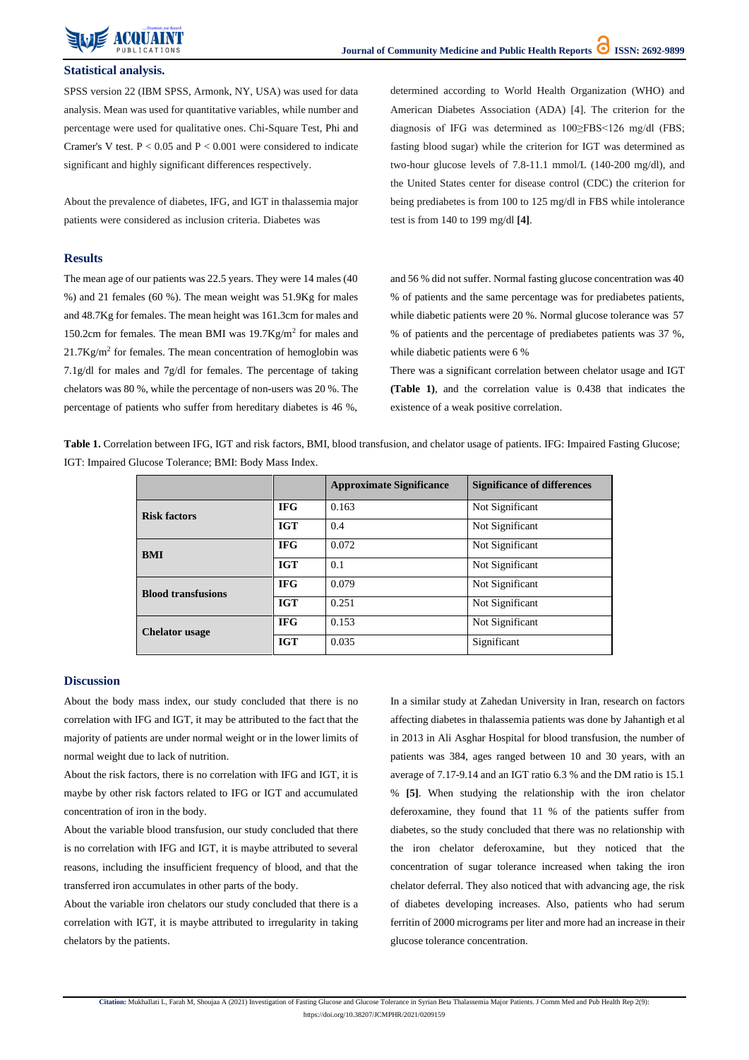### Statistical analysis.

SPSS version 22 (IBM SPSS, Armonk, NY, USA) was used for data analysis. Mean was used for quantitative variables, while number and percentage were used for qualitative ones. Chi-Square Test, Phi and Cramer's V test. $P < 0.05$ and $P < 0.001$ were considered to indicate significant and highly significant differences respectively.

About the prevalence of diabetes, IFG, and IGT in thalassemia major patients were considered as inclusion criteria. Diabetes was determined according to World Health Organization (WHO) and American Diabetes Association (ADA) [4]. The criterion for the diagnosis of IFG was determined as 100≥FBS<126 mg/dl (FBS; fasting blood sugar) while the criterion for IGT was determined as two-hour glucose levels of 7.8-11.1 mmol/L (140-200 mg/dl), and the United States center for disease control (CDC) the criterion for being prediabetes is from 100 to 125 mg/dl in FBS while intolerance test is from 140 to 199 mg/dl **[4]**.

## Results

The mean age of our patients was 22.5 years. They were 14 males (40 %) and 21 females (60 %). The mean weight was 51.9Kg for males and 48.7Kg for females. The mean height was 161.3cm for males and 150.2cm for females. The mean BMI was 19.7Kg/m$^2$ for males and 21.7Kg/m$^2$ for females. The mean concentration of hemoglobin was 7.1g/dl for males and 7g/dl for females. The percentage of taking chelators was 80 %, while the percentage of non-users was 20 %. The percentage of patients who suffer from hereditary diabetes is 46 %, and 56 % did not suffer. Normal fasting glucose concentration was 40 % of patients and the same percentage was for prediabetes patients, while diabetic patients were 20 %. Normal glucose tolerance was 57 % of patients and the percentage of prediabetes patients was 37 %, while diabetic patients were 6 %

There was a significant correlation between chelator usage and IGT **(Table 1)**, and the correlation value is 0.438 that indicates the existence of a weak positive correlation.

**Table 1.** Correlation between IFG, IGT and risk factors, BMI, blood transfusion, and chelator usage of patients. IFG: Impaired Fasting Glucose; IGT: Impaired Glucose Tolerance; BMI: Body Mass Index.

| | | Approximate Significance | Significance of differences |
|---|---|---|---|
| **Risk factors** | **IFG** | 0.163 | Not Significant |
| | **IGT** | 0.4 | Not Significant |
| **BMI** | **IFG** | 0.072 | Not Significant |
| | **IGT** | 0.1 | Not Significant |
| **Blood transfusions** | **IFG** | 0.079 | Not Significant |
| | **IGT** | 0.251 | Not Significant |
| **Chelator usage** | **IFG** | 0.153 | Not Significant |
| | **IGT** | 0.035 | Significant |

## Discussion

About the body mass index, our study concluded that there is no correlation with IFG and IGT, it may be attributed to the fact that the majority of patients are under normal weight or in the lower limits of normal weight due to lack of nutrition.

About the risk factors, there is no correlation with IFG and IGT, it is maybe by other risk factors related to IFG or IGT and accumulated concentration of iron in the body.

About the variable blood transfusion, our study concluded that there is no correlation with IFG and IGT, it is maybe attributed to several reasons, including the insufficient frequency of blood, and that the transferred iron accumulates in other parts of the body.

About the variable iron chelators our study concluded that there is a correlation with IGT, it is maybe attributed to irregularity in taking chelators by the patients.

In a similar study at Zahedan University in Iran, research on factors affecting diabetes in thalassemia patients was done by Jahantigh et al in 2013 in Ali Asghar Hospital for blood transfusion, the number of patients was 384, ages ranged between 10 and 30 years, with an average of 7.17-9.14 and an IGT ratio 6.3 % and the DM ratio is 15.1 % **[5]**. When studying the relationship with the iron chelator deferoxamine, they found that 11 % of the patients suffer from diabetes, so the study concluded that there was no relationship with the iron chelator deferoxamine, but they noticed that the concentration of sugar tolerance increased when taking the iron chelator deferral. They also noticed that with advancing age, the risk of diabetes developing increases. Also, patients who had serum ferritin of 2000 micrograms per liter and more had an increase in their glucose tolerance concentration.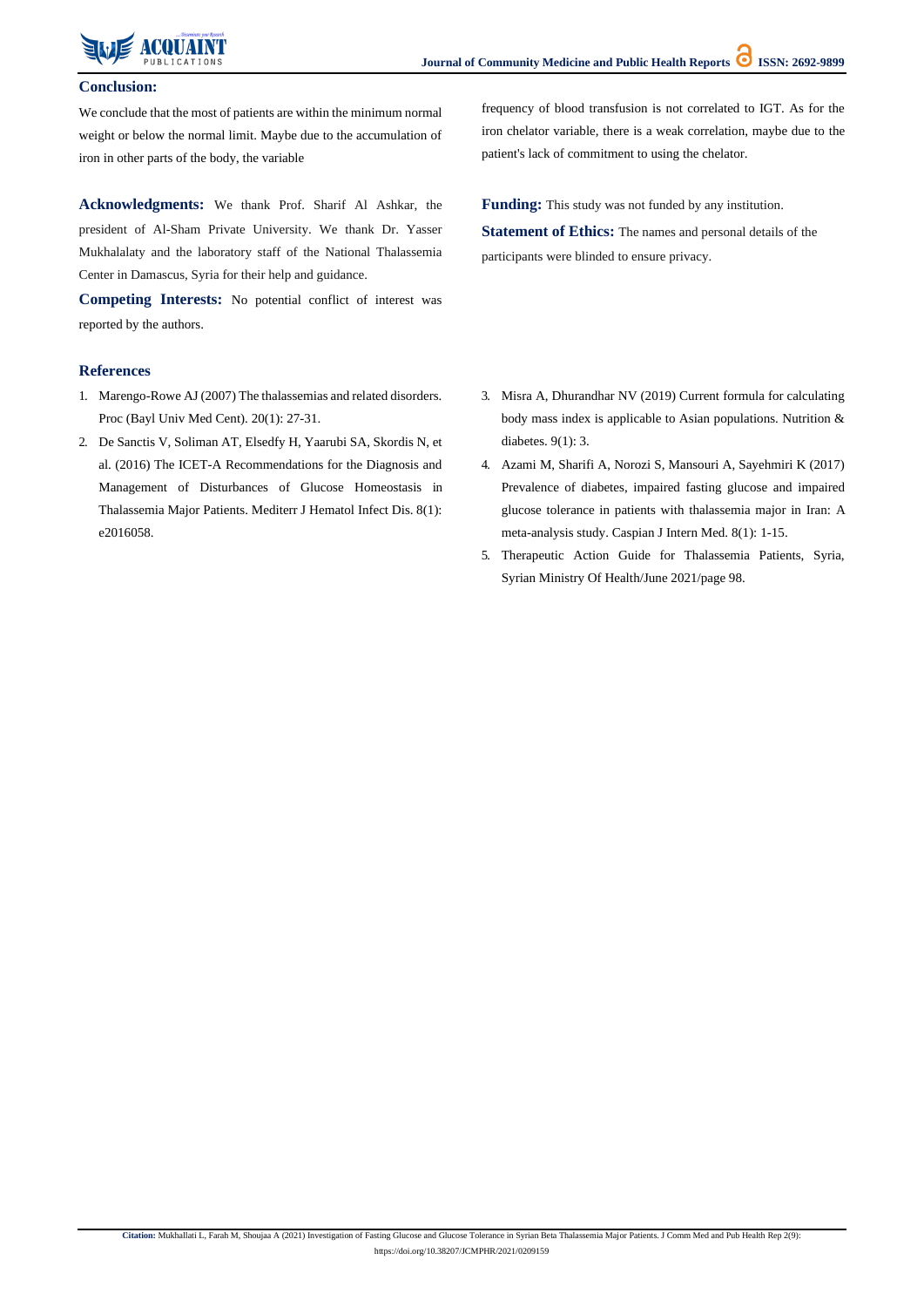## Conclusion:

We conclude that the most of patients are within the minimum normal weight or below the normal limit. Maybe due to the accumulation of iron in other parts of the body, the variable frequency of blood transfusion is not correlated to IGT. As for the iron chelator variable, there is a weak correlation, maybe due to the patient's lack of commitment to using the chelator.

**Acknowledgments:** We thank Prof. Sharif Al Ashkar, the president of Al-Sham Private University. We thank Dr. Yasser Mukhalalaty and the laboratory staff of the National Thalassemia Center in Damascus, Syria for their help and guidance.

**Competing Interests:** No potential conflict of interest was reported by the authors.

**Funding:** This study was not funded by any institution.

**Statement of Ethics:** The names and personal details of the participants were blinded to ensure privacy.

## References

1. Marengo-Rowe AJ (2007) The thalassemias and related disorders. Proc (Bayl Univ Med Cent). 20(1): 27-31.
2. De Sanctis V, Soliman AT, Elsedfy H, Yaarubi SA, Skordis N, et al. (2016) The ICET-A Recommendations for the Diagnosis and Management of Disturbances of Glucose Homeostasis in Thalassemia Major Patients. Mediterr J Hematol Infect Dis. 8(1): e2016058.
3. Misra A, Dhurandhar NV (2019) Current formula for calculating body mass index is applicable to Asian populations. Nutrition & diabetes. 9(1): 3.
4. Azami M, Sharifi A, Norozi S, Mansouri A, Sayehmiri K (2017) Prevalence of diabetes, impaired fasting glucose and impaired glucose tolerance in patients with thalassemia major in Iran: A meta-analysis study. Caspian J Intern Med. 8(1): 1-15.
5. Therapeutic Action Guide for Thalassemia Patients, Syria, Syrian Ministry Of Health/June 2021/page 98.